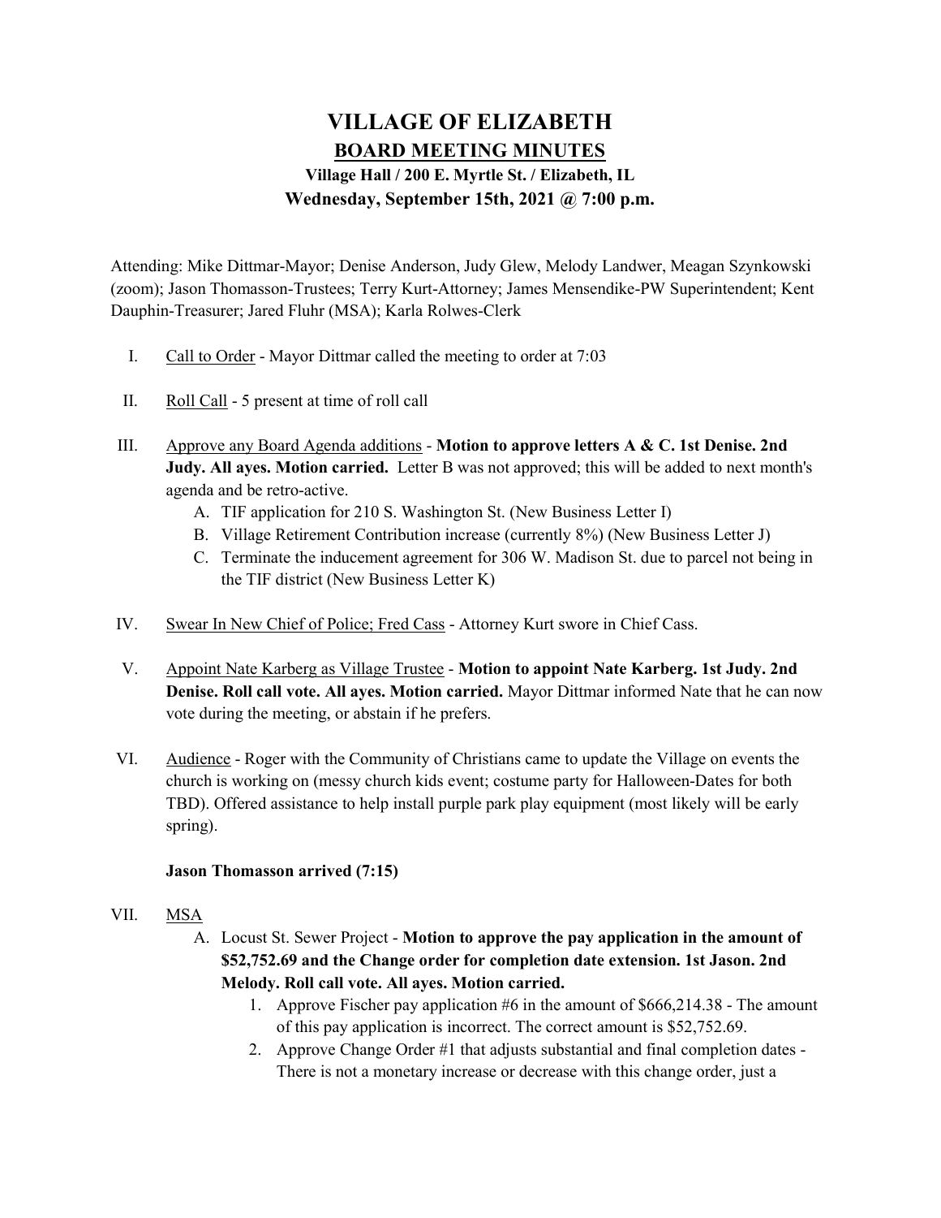# VILLAGE OF ELIZABETH

## BOARD MEETING MINUTES

### Village Hall / 200 E. Myrtle St. / Elizabeth, IL

### Wednesday, September 15th, 2021 @ 7:00 p.m.

Attending: Mike Dittmar-Mayor; Denise Anderson, Judy Glew, Melody Landwer, Meagan Szynkowski (zoom); Jason Thomasson-Trustees; Terry Kurt-Attorney; James Mensendike-PW Superintendent; Kent Dauphin-Treasurer; Jared Fluhr (MSA); Karla Rolwes-Clerk

I. Call to Order - Mayor Dittmar called the meeting to order at 7:03

II. Roll Call - 5 present at time of roll call

III. Approve any Board Agenda additions - **Motion to approve letters A & C. 1st Denise. 2nd Judy. All ayes. Motion carried.** Letter B was not approved; this will be added to next month's agenda and be retro-active.
   - A. TIF application for 210 S. Washington St. (New Business Letter I)
   - B. Village Retirement Contribution increase (currently 8%) (New Business Letter J)
   - C. Terminate the inducement agreement for 306 W. Madison St. due to parcel not being in the TIF district (New Business Letter K)

IV. Swear In New Chief of Police; Fred Cass - Attorney Kurt swore in Chief Cass.

V. Appoint Nate Karberg as Village Trustee - **Motion to appoint Nate Karberg. 1st Judy. 2nd Denise. Roll call vote. All ayes. Motion carried.** Mayor Dittmar informed Nate that he can now vote during the meeting, or abstain if he prefers.

VI. Audience - Roger with the Community of Christians came to update the Village on events the church is working on (messy church kids event; costume party for Halloween-Dates for both TBD). Offered assistance to help install purple park play equipment (most likely will be early spring).

**Jason Thomasson arrived (7:15)**

VII. MSA
   - A. Locust St. Sewer Project - **Motion to approve the pay application in the amount of \$52,752.69 and the Change order for completion date extension. 1st Jason. 2nd Melody. Roll call vote. All ayes. Motion carried.**
     1. Approve Fischer pay application #6 in the amount of \$666,214.38 - The amount of this pay application is incorrect. The correct amount is \$52,752.69.
     2. Approve Change Order #1 that adjusts substantial and final completion dates - There is not a monetary increase or decrease with this change order, just a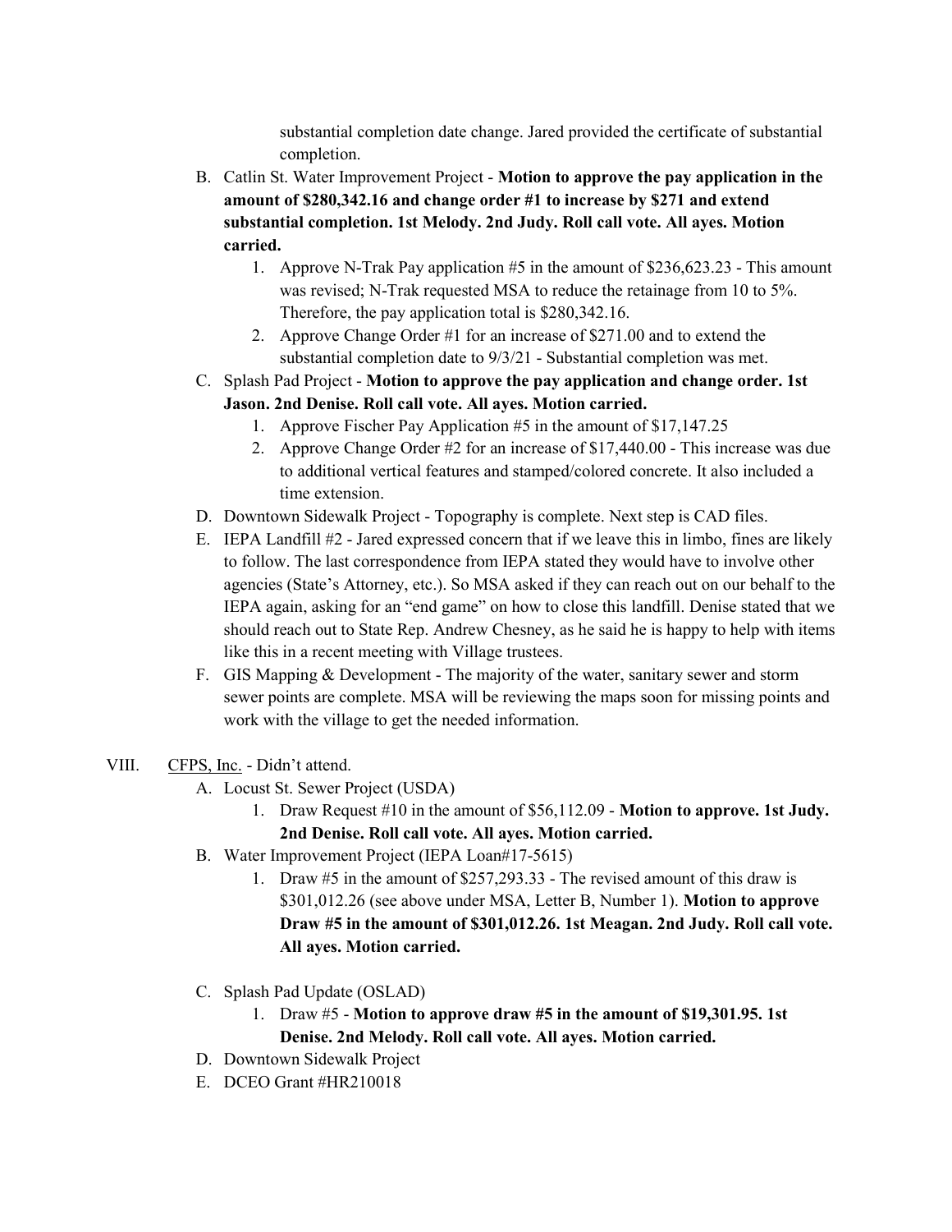substantial completion date change. Jared provided the certificate of substantial completion.

B. Catlin St. Water Improvement Project - **Motion to approve the pay application in the amount of $280,342.16 and change order #1 to increase by $271 and extend substantial completion. 1st Melody. 2nd Judy. Roll call vote. All ayes. Motion carried.**
   1. Approve N-Trak Pay application #5 in the amount of $236,623.23 - This amount was revised; N-Trak requested MSA to reduce the retainage from 10 to 5%. Therefore, the pay application total is $280,342.16.
   2. Approve Change Order #1 for an increase of $271.00 and to extend the substantial completion date to 9/3/21 - Substantial completion was met.

C. Splash Pad Project - **Motion to approve the pay application and change order. 1st Jason. 2nd Denise. Roll call vote. All ayes. Motion carried.**
   1. Approve Fischer Pay Application #5 in the amount of $17,147.25
   2. Approve Change Order #2 for an increase of $17,440.00 - This increase was due to additional vertical features and stamped/colored concrete. It also included a time extension.

D. Downtown Sidewalk Project - Topography is complete. Next step is CAD files.

E. IEPA Landfill #2 - Jared expressed concern that if we leave this in limbo, fines are likely to follow. The last correspondence from IEPA stated they would have to involve other agencies (State's Attorney, etc.). So MSA asked if they can reach out on our behalf to the IEPA again, asking for an "end game" on how to close this landfill. Denise stated that we should reach out to State Rep. Andrew Chesney, as he said he is happy to help with items like this in a recent meeting with Village trustees.

F. GIS Mapping & Development - The majority of the water, sanitary sewer and storm sewer points are complete. MSA will be reviewing the maps soon for missing points and work with the village to get the needed information.

VIII. CFPS, Inc. - Didn't attend.

A. Locust St. Sewer Project (USDA)
   1. Draw Request #10 in the amount of $56,112.09 - **Motion to approve. 1st Judy. 2nd Denise. Roll call vote. All ayes. Motion carried.**

B. Water Improvement Project (IEPA Loan#17-5615)
   1. Draw #5 in the amount of $257,293.33 - The revised amount of this draw is $301,012.26 (see above under MSA, Letter B, Number 1). **Motion to approve Draw #5 in the amount of $301,012.26. 1st Meagan. 2nd Judy. Roll call vote. All ayes. Motion carried.**

C. Splash Pad Update (OSLAD)
   1. Draw #5 - **Motion to approve draw #5 in the amount of $19,301.95. 1st Denise. 2nd Melody. Roll call vote. All ayes. Motion carried.**

D. Downtown Sidewalk Project

E. DCEO Grant #HR210018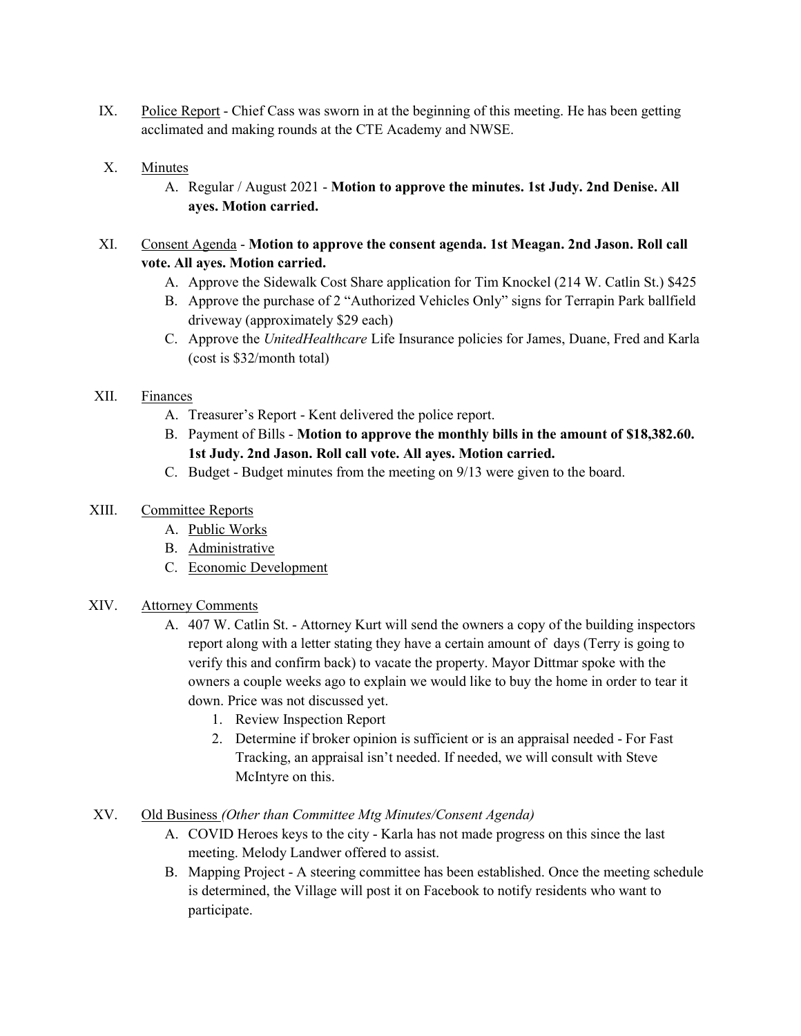IX. Police Report - Chief Cass was sworn in at the beginning of this meeting. He has been getting acclimated and making rounds at the CTE Academy and NWSE.

X. Minutes

   A. Regular / August 2021 - **Motion to approve the minutes. 1st Judy. 2nd Denise. All ayes. Motion carried.**

XI. Consent Agenda - **Motion to approve the consent agenda. 1st Meagan. 2nd Jason. Roll call vote. All ayes. Motion carried.**

   A. Approve the Sidewalk Cost Share application for Tim Knockel (214 W. Catlin St.) $425
   B. Approve the purchase of 2 "Authorized Vehicles Only" signs for Terrapin Park ballfield driveway (approximately $29 each)
   C. Approve the *UnitedHealthcare* Life Insurance policies for James, Duane, Fred and Karla (cost is $32/month total)

XII. Finances

   A. Treasurer's Report - Kent delivered the police report.
   B. Payment of Bills - **Motion to approve the monthly bills in the amount of $18,382.60. 1st Judy. 2nd Jason. Roll call vote. All ayes. Motion carried.**
   C. Budget - Budget minutes from the meeting on 9/13 were given to the board.

XIII. Committee Reports

   A. Public Works
   B. Administrative
   C. Economic Development

XIV. Attorney Comments

   A. 407 W. Catlin St. - Attorney Kurt will send the owners a copy of the building inspectors report along with a letter stating they have a certain amount of days (Terry is going to verify this and confirm back) to vacate the property. Mayor Dittmar spoke with the owners a couple weeks ago to explain we would like to buy the home in order to tear it down. Price was not discussed yet.
      1. Review Inspection Report
      2. Determine if broker opinion is sufficient or is an appraisal needed - For Fast Tracking, an appraisal isn't needed. If needed, we will consult with Steve McIntyre on this.

XV. Old Business *(Other than Committee Mtg Minutes/Consent Agenda)*

   A. COVID Heroes keys to the city - Karla has not made progress on this since the last meeting. Melody Landwer offered to assist.
   B. Mapping Project - A steering committee has been established. Once the meeting schedule is determined, the Village will post it on Facebook to notify residents who want to participate.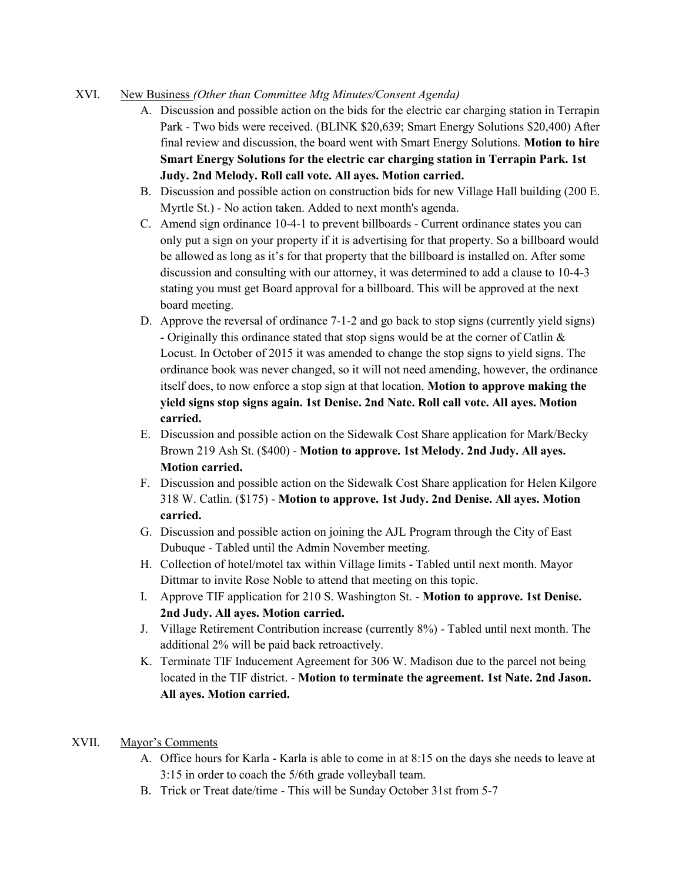XVI. New Business *(Other than Committee Mtg Minutes/Consent Agenda)*

A. Discussion and possible action on the bids for the electric car charging station in Terrapin Park - Two bids were received. (BLINK $20,639; Smart Energy Solutions $20,400) After final review and discussion, the board went with Smart Energy Solutions. **Motion to hire Smart Energy Solutions for the electric car charging station in Terrapin Park. 1st Judy. 2nd Melody. Roll call vote. All ayes. Motion carried.**

B. Discussion and possible action on construction bids for new Village Hall building (200 E. Myrtle St.) - No action taken. Added to next month's agenda.

C. Amend sign ordinance 10-4-1 to prevent billboards - Current ordinance states you can only put a sign on your property if it is advertising for that property. So a billboard would be allowed as long as it's for that property that the billboard is installed on. After some discussion and consulting with our attorney, it was determined to add a clause to 10-4-3 stating you must get Board approval for a billboard. This will be approved at the next board meeting.

D. Approve the reversal of ordinance 7-1-2 and go back to stop signs (currently yield signs) - Originally this ordinance stated that stop signs would be at the corner of Catlin & Locust. In October of 2015 it was amended to change the stop signs to yield signs. The ordinance book was never changed, so it will not need amending, however, the ordinance itself does, to now enforce a stop sign at that location. **Motion to approve making the yield signs stop signs again. 1st Denise. 2nd Nate. Roll call vote. All ayes. Motion carried.**

E. Discussion and possible action on the Sidewalk Cost Share application for Mark/Becky Brown 219 Ash St. ($400) - **Motion to approve. 1st Melody. 2nd Judy. All ayes. Motion carried.**

F. Discussion and possible action on the Sidewalk Cost Share application for Helen Kilgore 318 W. Catlin. ($175) - **Motion to approve. 1st Judy. 2nd Denise. All ayes. Motion carried.**

G. Discussion and possible action on joining the AJL Program through the City of East Dubuque - Tabled until the Admin November meeting.

H. Collection of hotel/motel tax within Village limits - Tabled until next month. Mayor Dittmar to invite Rose Noble to attend that meeting on this topic.

I. Approve TIF application for 210 S. Washington St. - **Motion to approve. 1st Denise. 2nd Judy. All ayes. Motion carried.**

J. Village Retirement Contribution increase (currently 8%) - Tabled until next month. The additional 2% will be paid back retroactively.

K. Terminate TIF Inducement Agreement for 306 W. Madison due to the parcel not being located in the TIF district. - **Motion to terminate the agreement. 1st Nate. 2nd Jason. All ayes. Motion carried.**

XVII. Mayor's Comments

A. Office hours for Karla - Karla is able to come in at 8:15 on the days she needs to leave at 3:15 in order to coach the 5/6th grade volleyball team.

B. Trick or Treat date/time - This will be Sunday October 31st from 5-7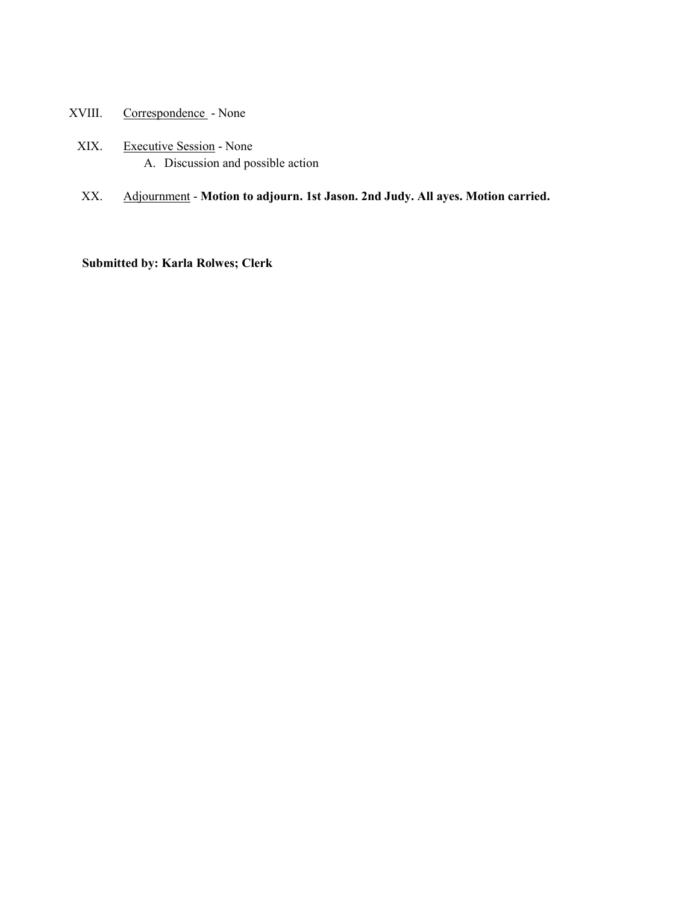XVIII. Correspondence - None

XIX. Executive Session - None

A. Discussion and possible action

XX. Adjournment - **Motion to adjourn. 1st Jason. 2nd Judy. All ayes. Motion carried.**

**Submitted by: Karla Rolwes; Clerk**